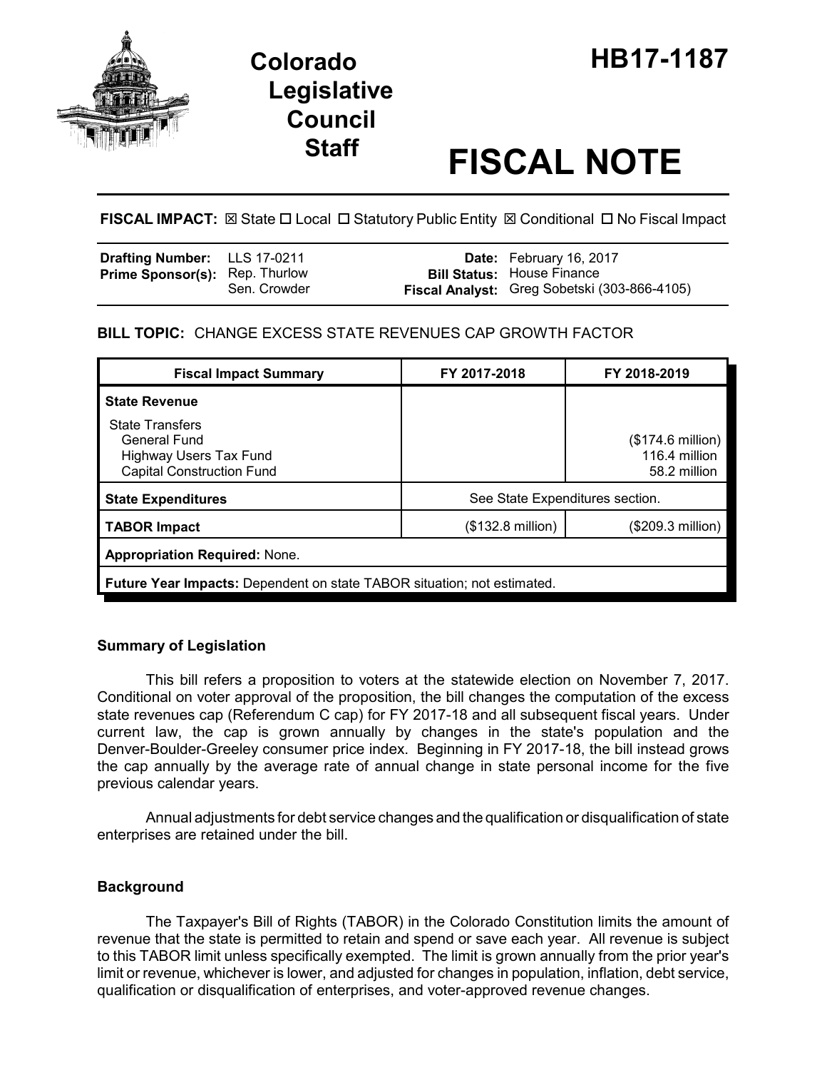# Colorado Legislative Council Staff

# HB17-1187

# FISCAL NOTE

**FISCAL IMPACT:** ☒ State ☐ Local ☐ Statutory Public Entity ☒ Conditional ☐ No Fiscal Impact

| | | | |
|---|---|---|---|
| **Drafting Number:** | LLS 17-0211 | **Date:** | February 16, 2017 |
| **Prime Sponsor(s):** | Rep. Thurlow<br>Sen. Crowder | **Bill Status:** | House Finance |
| | | **Fiscal Analyst:** | Greg Sobetski (303-866-4105) |

**BILL TOPIC:** CHANGE EXCESS STATE REVENUES CAP GROWTH FACTOR

| Fiscal Impact Summary | FY 2017-2018 | FY 2018-2019 |
|---|---|---|
| **State Revenue** | | |
| State Transfers | | |
| General Fund | | ($174.6 million) |
| Highway Users Tax Fund | | 116.4 million |
| Capital Construction Fund | | 58.2 million |
| **State Expenditures** | See State Expenditures section. | |
| **TABOR Impact** | ($132.8 million) | ($209.3 million) |
| **Appropriation Required:** None. | | |
| **Future Year Impacts:** Dependent on state TABOR situation; not estimated. | | |

## Summary of Legislation

This bill refers a proposition to voters at the statewide election on November 7, 2017. Conditional on voter approval of the proposition, the bill changes the computation of the excess state revenues cap (Referendum C cap) for FY 2017-18 and all subsequent fiscal years. Under current law, the cap is grown annually by changes in the state's population and the Denver-Boulder-Greeley consumer price index. Beginning in FY 2017-18, the bill instead grows the cap annually by the average rate of annual change in state personal income for the five previous calendar years.

Annual adjustments for debt service changes and the qualification or disqualification of state enterprises are retained under the bill.

## Background

The Taxpayer's Bill of Rights (TABOR) in the Colorado Constitution limits the amount of revenue that the state is permitted to retain and spend or save each year. All revenue is subject to this TABOR limit unless specifically exempted. The limit is grown annually from the prior year's limit or revenue, whichever is lower, and adjusted for changes in population, inflation, debt service, qualification or disqualification of enterprises, and voter-approved revenue changes.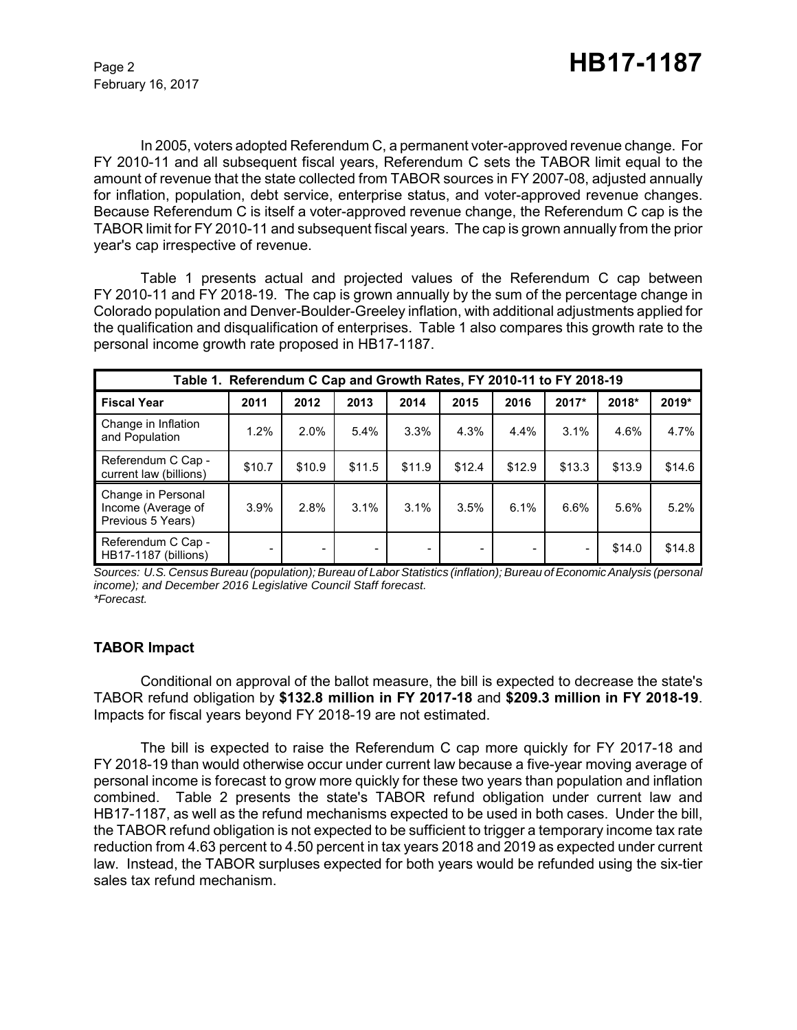In 2005, voters adopted Referendum C, a permanent voter-approved revenue change. For FY 2010-11 and all subsequent fiscal years, Referendum C sets the TABOR limit equal to the amount of revenue that the state collected from TABOR sources in FY 2007-08, adjusted annually for inflation, population, debt service, enterprise status, and voter-approved revenue changes. Because Referendum C is itself a voter-approved revenue change, the Referendum C cap is the TABOR limit for FY 2010-11 and subsequent fiscal years. The cap is grown annually from the prior year's cap irrespective of revenue.

Table 1 presents actual and projected values of the Referendum C cap between FY 2010-11 and FY 2018-19. The cap is grown annually by the sum of the percentage change in Colorado population and Denver-Boulder-Greeley inflation, with additional adjustments applied for the qualification and disqualification of enterprises. Table 1 also compares this growth rate to the personal income growth rate proposed in HB17-1187.

| Table 1. Referendum C Cap and Growth Rates, FY 2010-11 to FY 2018-19 | | | | | | | | | |
|---|---|---|---|---|---|---|---|---|---|
| **Fiscal Year** | **2011** | **2012** | **2013** | **2014** | **2015** | **2016** | **2017*** | **2018*** | **2019*** |
| Change in Inflation and Population | 1.2% | 2.0% | 5.4% | 3.3% | 4.3% | 4.4% | 3.1% | 4.6% | 4.7% |
| Referendum C Cap - current law (billions) | $10.7 | $10.9 | $11.5 | $11.9 | $12.4 | $12.9 | $13.3 | $13.9 | $14.6 |
| Change in Personal Income (Average of Previous 5 Years) | 3.9% | 2.8% | 3.1% | 3.1% | 3.5% | 6.1% | 6.6% | 5.6% | 5.2% |
| Referendum C Cap - HB17-1187 (billions) | - | - | - | - | - | - | - | $14.0 | $14.8 |

*Sources: U.S. Census Bureau (population); Bureau of Labor Statistics (inflation); Bureau of Economic Analysis (personal income); and December 2016 Legislative Council Staff forecast.*
*\*Forecast.*

## TABOR Impact

Conditional on approval of the ballot measure, the bill is expected to decrease the state's TABOR refund obligation by **$132.8 million in FY 2017-18** and **$209.3 million in FY 2018-19**. Impacts for fiscal years beyond FY 2018-19 are not estimated.

The bill is expected to raise the Referendum C cap more quickly for FY 2017-18 and FY 2018-19 than would otherwise occur under current law because a five-year moving average of personal income is forecast to grow more quickly for these two years than population and inflation combined. Table 2 presents the state's TABOR refund obligation under current law and HB17-1187, as well as the refund mechanisms expected to be used in both cases. Under the bill, the TABOR refund obligation is not expected to be sufficient to trigger a temporary income tax rate reduction from 4.63 percent to 4.50 percent in tax years 2018 and 2019 as expected under current law. Instead, the TABOR surpluses expected for both years would be refunded using the six-tier sales tax refund mechanism.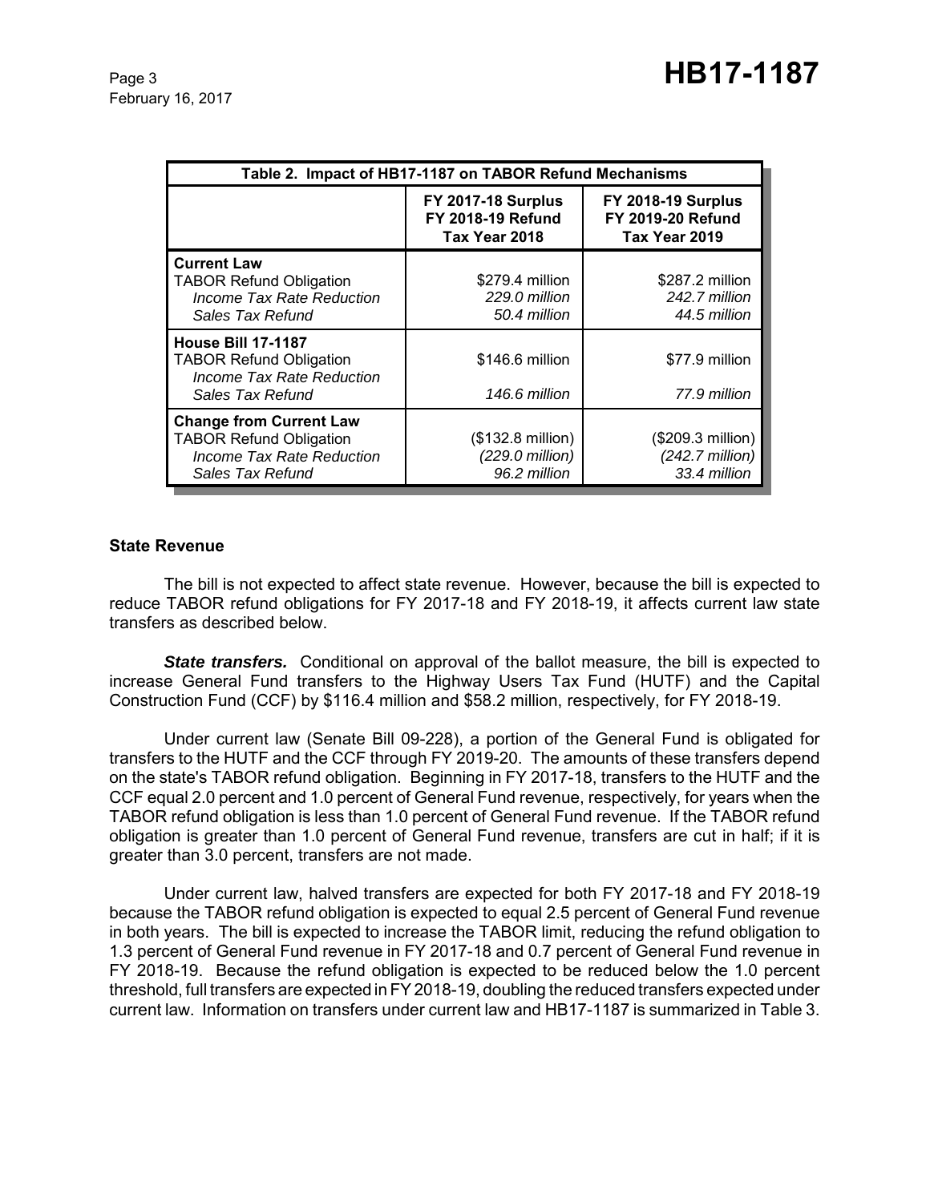| Table 2. Impact of HB17-1187 on TABOR Refund Mechanisms | | |
|---|---|---|
| | **FY 2017-18 Surplus FY 2018-19 Refund Tax Year 2018** | **FY 2018-19 Surplus FY 2019-20 Refund Tax Year 2019** |
| **Current Law** | | |
| TABOR Refund Obligation | $279.4 million | $287.2 million |
| *Income Tax Rate Reduction* | *229.0 million* | *242.7 million* |
| *Sales Tax Refund* | *50.4 million* | *44.5 million* |
| **House Bill 17-1187** | | |
| TABOR Refund Obligation | $146.6 million | $77.9 million |
| *Income Tax Rate Reduction* | | |
| *Sales Tax Refund* | *146.6 million* | *77.9 million* |
| **Change from Current Law** | | |
| TABOR Refund Obligation | ($132.8 million) | ($209.3 million) |
| *Income Tax Rate Reduction* | *(229.0 million)* | *(242.7 million)* |
| *Sales Tax Refund* | *96.2 million* | *33.4 million* |

### State Revenue

The bill is not expected to affect state revenue. However, because the bill is expected to reduce TABOR refund obligations for FY 2017-18 and FY 2018-19, it affects current law state transfers as described below.

***State transfers.*** Conditional on approval of the ballot measure, the bill is expected to increase General Fund transfers to the Highway Users Tax Fund (HUTF) and the Capital Construction Fund (CCF) by $116.4 million and $58.2 million, respectively, for FY 2018-19.

Under current law (Senate Bill 09-228), a portion of the General Fund is obligated for transfers to the HUTF and the CCF through FY 2019-20. The amounts of these transfers depend on the state's TABOR refund obligation. Beginning in FY 2017-18, transfers to the HUTF and the CCF equal 2.0 percent and 1.0 percent of General Fund revenue, respectively, for years when the TABOR refund obligation is less than 1.0 percent of General Fund revenue. If the TABOR refund obligation is greater than 1.0 percent of General Fund revenue, transfers are cut in half; if it is greater than 3.0 percent, transfers are not made.

Under current law, halved transfers are expected for both FY 2017-18 and FY 2018-19 because the TABOR refund obligation is expected to equal 2.5 percent of General Fund revenue in both years. The bill is expected to increase the TABOR limit, reducing the refund obligation to 1.3 percent of General Fund revenue in FY 2017-18 and 0.7 percent of General Fund revenue in FY 2018-19. Because the refund obligation is expected to be reduced below the 1.0 percent threshold, full transfers are expected in FY 2018-19, doubling the reduced transfers expected under current law. Information on transfers under current law and HB17-1187 is summarized in Table 3.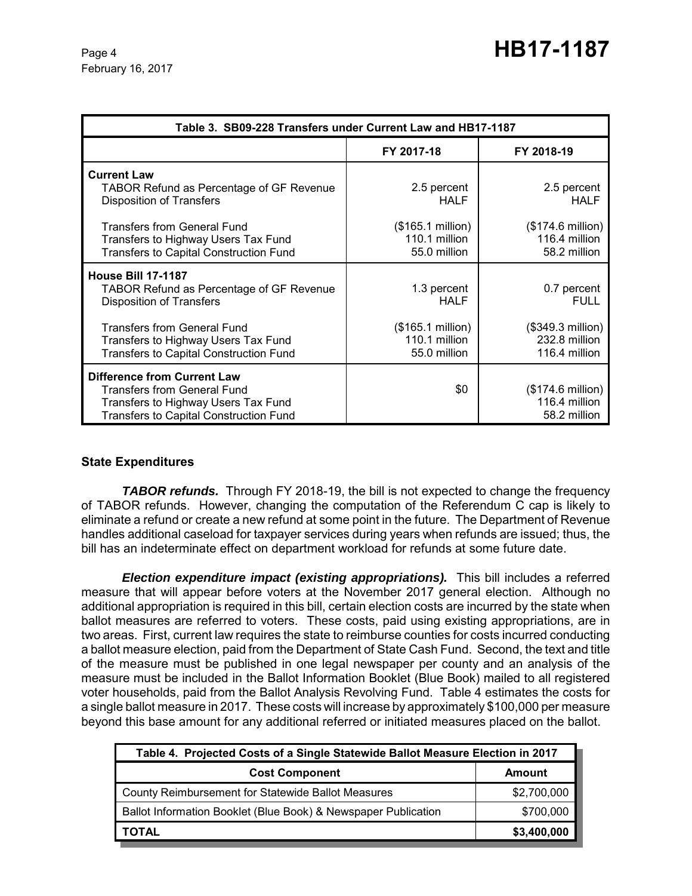| Table 3. SB09-228 Transfers under Current Law and HB17-1187 | | |
|---|---|---|
| | **FY 2017-18** | **FY 2018-19** |
| **Current Law** | | |
| TABOR Refund as Percentage of GF Revenue | 2.5 percent | 2.5 percent |
| Disposition of Transfers | HALF | HALF |
| Transfers from General Fund | ($165.1 million) | ($174.6 million) |
| Transfers to Highway Users Tax Fund | 110.1 million | 116.4 million |
| Transfers to Capital Construction Fund | 55.0 million | 58.2 million |
| **House Bill 17-1187** | | |
| TABOR Refund as Percentage of GF Revenue | 1.3 percent | 0.7 percent |
| Disposition of Transfers | HALF | FULL |
| Transfers from General Fund | ($165.1 million) | ($349.3 million) |
| Transfers to Highway Users Tax Fund | 110.1 million | 232.8 million |
| Transfers to Capital Construction Fund | 55.0 million | 116.4 million |
| **Difference from Current Law** | | |
| Transfers from General Fund | $0 | ($174.6 million) |
| Transfers to Highway Users Tax Fund | | 116.4 million |
| Transfers to Capital Construction Fund | | 58.2 million |

### State Expenditures

***TABOR refunds.*** Through FY 2018-19, the bill is not expected to change the frequency of TABOR refunds. However, changing the computation of the Referendum C cap is likely to eliminate a refund or create a new refund at some point in the future. The Department of Revenue handles additional caseload for taxpayer services during years when refunds are issued; thus, the bill has an indeterminate effect on department workload for refunds at some future date.

***Election expenditure impact (existing appropriations).*** This bill includes a referred measure that will appear before voters at the November 2017 general election. Although no additional appropriation is required in this bill, certain election costs are incurred by the state when ballot measures are referred to voters. These costs, paid using existing appropriations, are in two areas. First, current law requires the state to reimburse counties for costs incurred conducting a ballot measure election, paid from the Department of State Cash Fund. Second, the text and title of the measure must be published in one legal newspaper per county and an analysis of the measure must be included in the Ballot Information Booklet (Blue Book) mailed to all registered voter households, paid from the Ballot Analysis Revolving Fund. Table 4 estimates the costs for a single ballot measure in 2017. These costs will increase by approximately $100,000 per measure beyond this base amount for any additional referred or initiated measures placed on the ballot.

| Table 4. Projected Costs of a Single Statewide Ballot Measure Election in 2017 | |
|---|---|
| **Cost Component** | **Amount** |
| County Reimbursement for Statewide Ballot Measures | $2,700,000 |
| Ballot Information Booklet (Blue Book) & Newspaper Publication | $700,000 |
| **TOTAL** | **$3,400,000** |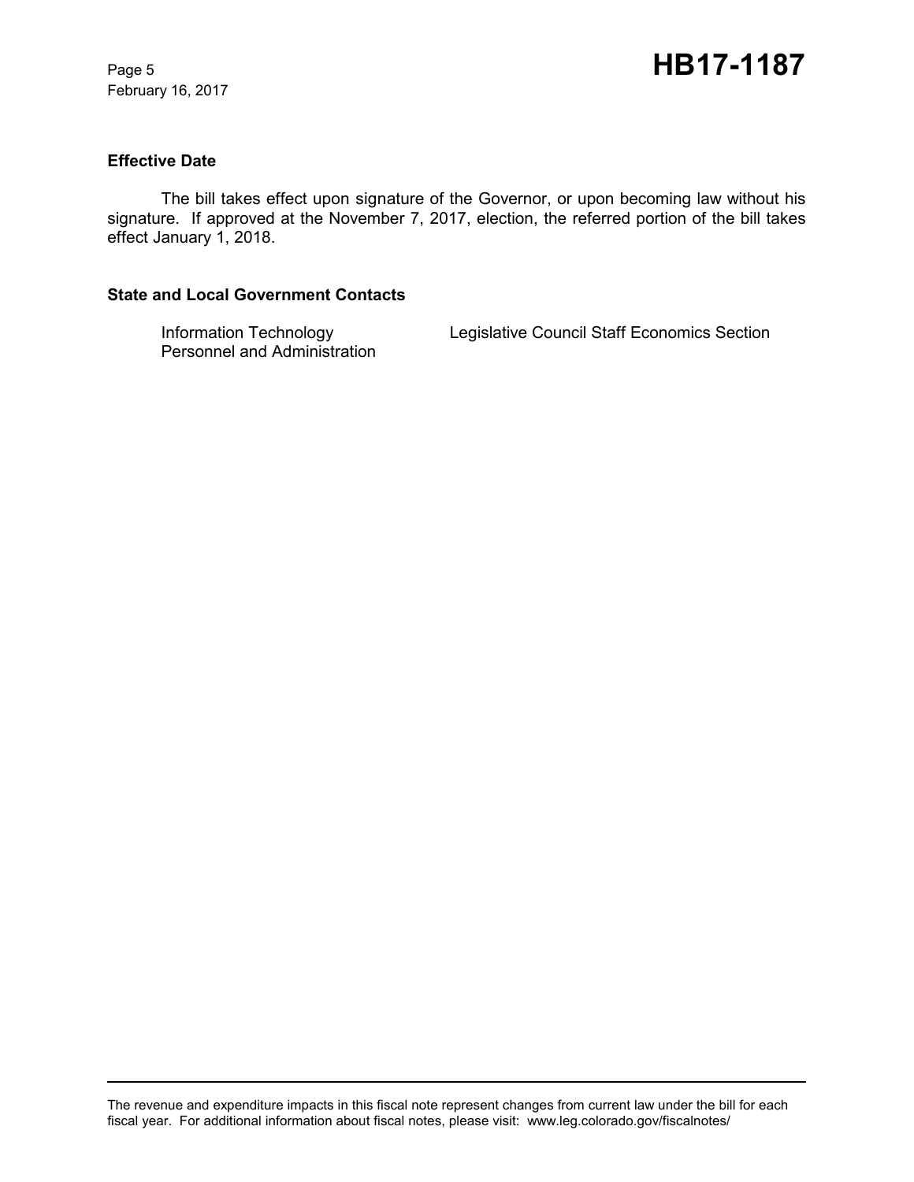## Effective Date

The bill takes effect upon signature of the Governor, or upon becoming law without his signature. If approved at the November 7, 2017, election, the referred portion of the bill takes effect January 1, 2018.

## State and Local Government Contacts

Information Technology
Legislative Council Staff Economics Section
Personnel and Administration

The revenue and expenditure impacts in this fiscal note represent changes from current law under the bill for each fiscal year. For additional information about fiscal notes, please visit: www.leg.colorado.gov/fiscalnotes/